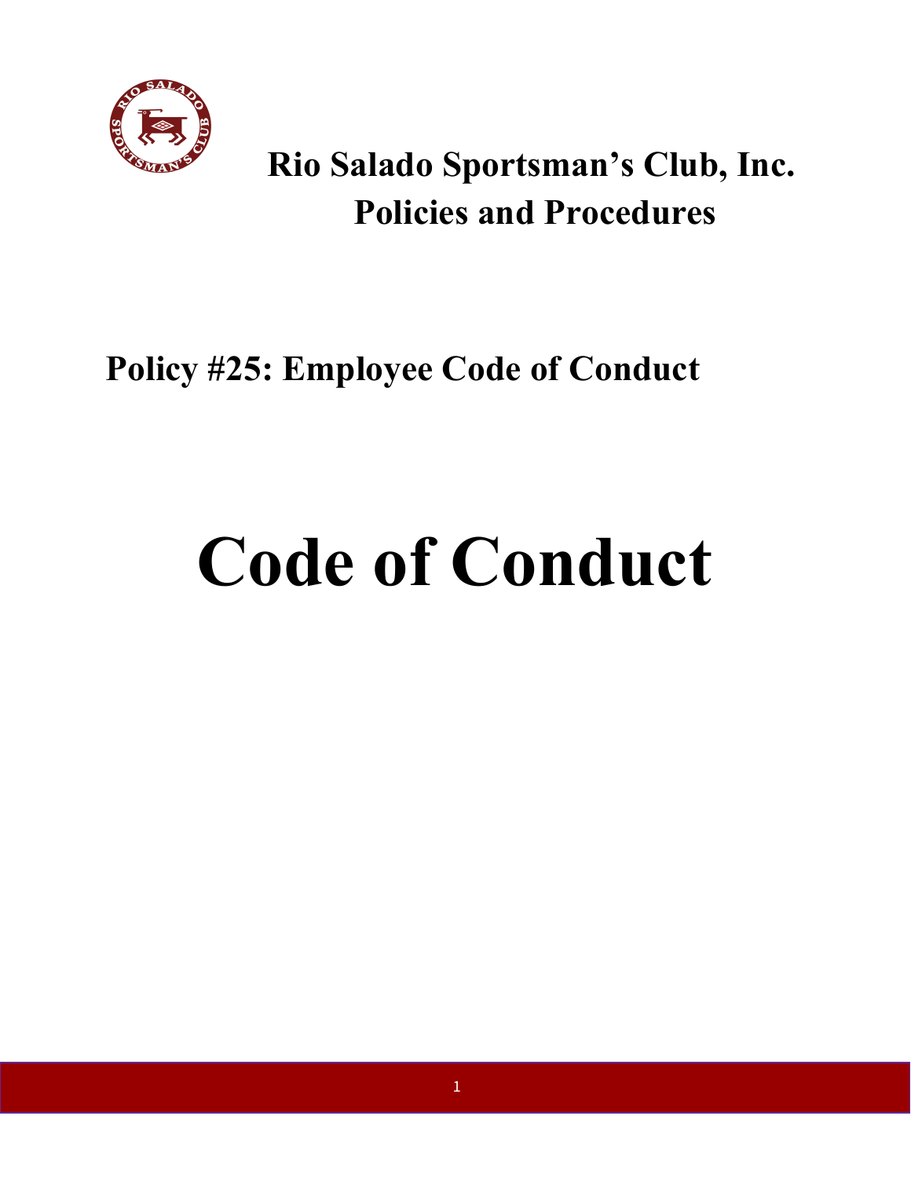# Rio Salado Sportsman's Club, Inc.
# Policies and Procedures

## Policy #25: Employee Code of Conduct

# Code of Conduct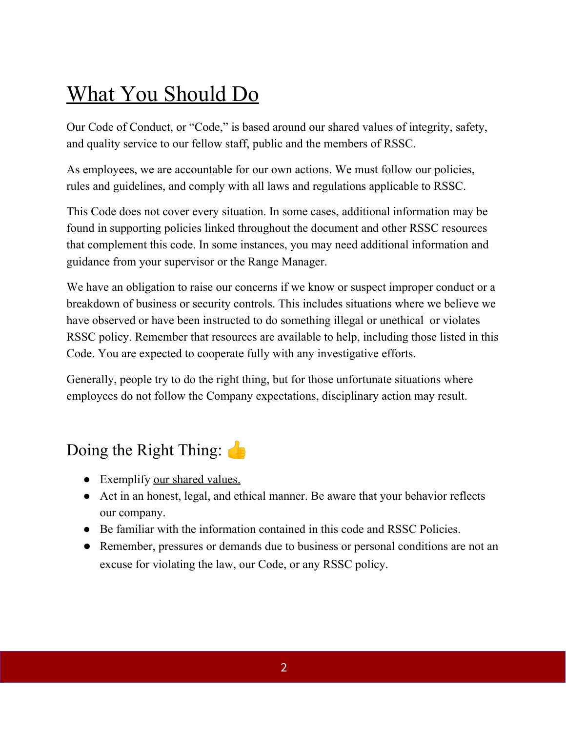# What You Should Do

Our Code of Conduct, or "Code," is based around our shared values of integrity, safety, and quality service to our fellow staff, public and the members of RSSC.

As employees, we are accountable for our own actions. We must follow our policies, rules and guidelines, and comply with all laws and regulations applicable to RSSC.

This Code does not cover every situation. In some cases, additional information may be found in supporting policies linked throughout the document and other RSSC resources that complement this code. In some instances, you may need additional information and guidance from your supervisor or the Range Manager.

We have an obligation to raise our concerns if we know or suspect improper conduct or a breakdown of business or security controls. This includes situations where we believe we have observed or have been instructed to do something illegal or unethical  or violates RSSC policy. Remember that resources are available to help, including those listed in this Code. You are expected to cooperate fully with any investigative efforts.

Generally, people try to do the right thing, but for those unfortunate situations where employees do not follow the Company expectations, disciplinary action may result.

## Doing the Right Thing: 👍

- Exemplify our shared values.
- Act in an honest, legal, and ethical manner. Be aware that your behavior reflects our company.
- Be familiar with the information contained in this code and RSSC Policies.
- Remember, pressures or demands due to business or personal conditions are not an excuse for violating the law, our Code, or any RSSC policy.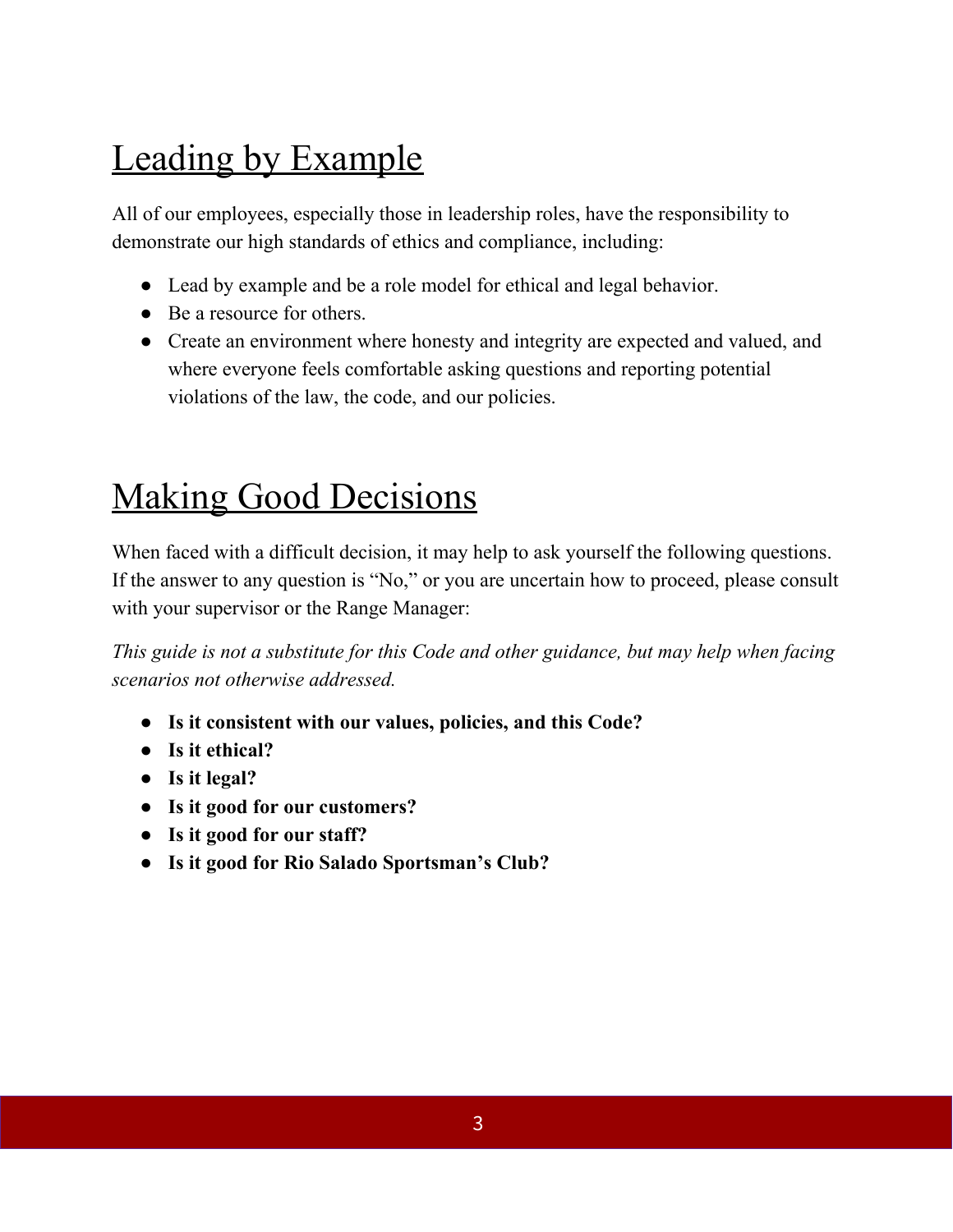# Leading by Example

All of our employees, especially those in leadership roles, have the responsibility to demonstrate our high standards of ethics and compliance, including:

- Lead by example and be a role model for ethical and legal behavior.
- Be a resource for others.
- Create an environment where honesty and integrity are expected and valued, and where everyone feels comfortable asking questions and reporting potential violations of the law, the code, and our policies.

# Making Good Decisions

When faced with a difficult decision, it may help to ask yourself the following questions. If the answer to any question is "No," or you are uncertain how to proceed, please consult with your supervisor or the Range Manager:

*This guide is not a substitute for this Code and other guidance, but may help when facing scenarios not otherwise addressed.*

- **Is it consistent with our values, policies, and this Code?**
- **Is it ethical?**
- **Is it legal?**
- **Is it good for our customers?**
- **Is it good for our staff?**
- **Is it good for Rio Salado Sportsman's Club?**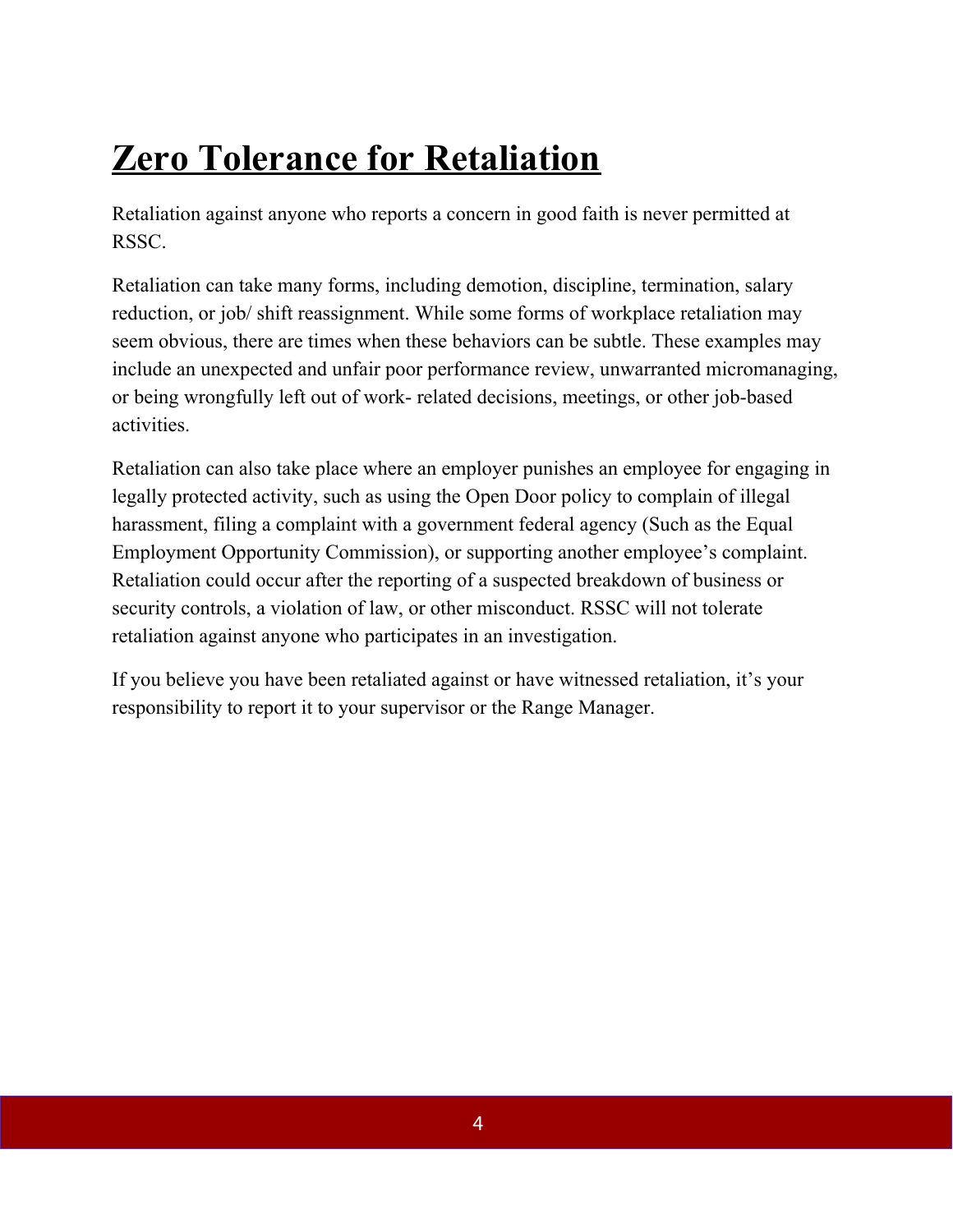# Zero Tolerance for Retaliation

Retaliation against anyone who reports a concern in good faith is never permitted at RSSC.

Retaliation can take many forms, including demotion, discipline, termination, salary reduction, or job/ shift reassignment. While some forms of workplace retaliation may seem obvious, there are times when these behaviors can be subtle. These examples may include an unexpected and unfair poor performance review, unwarranted micromanaging, or being wrongfully left out of work- related decisions, meetings, or other job-based activities.

Retaliation can also take place where an employer punishes an employee for engaging in legally protected activity, such as using the Open Door policy to complain of illegal harassment, filing a complaint with a government federal agency (Such as the Equal Employment Opportunity Commission), or supporting another employee's complaint. Retaliation could occur after the reporting of a suspected breakdown of business or security controls, a violation of law, or other misconduct. RSSC will not tolerate retaliation against anyone who participates in an investigation.

If you believe you have been retaliated against or have witnessed retaliation, it's your responsibility to report it to your supervisor or the Range Manager.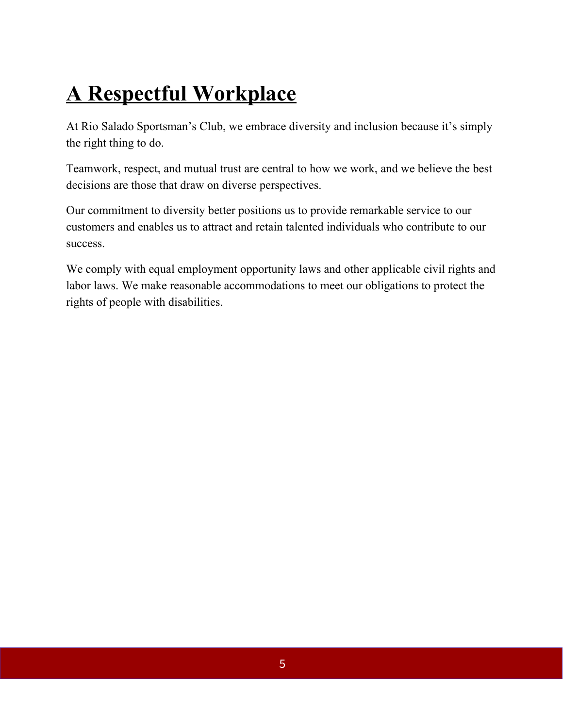# A Respectful Workplace

At Rio Salado Sportsman’s Club, we embrace diversity and inclusion because it’s simply the right thing to do.

Teamwork, respect, and mutual trust are central to how we work, and we believe the best decisions are those that draw on diverse perspectives.

Our commitment to diversity better positions us to provide remarkable service to our customers and enables us to attract and retain talented individuals who contribute to our success.

We comply with equal employment opportunity laws and other applicable civil rights and labor laws. We make reasonable accommodations to meet our obligations to protect the rights of people with disabilities.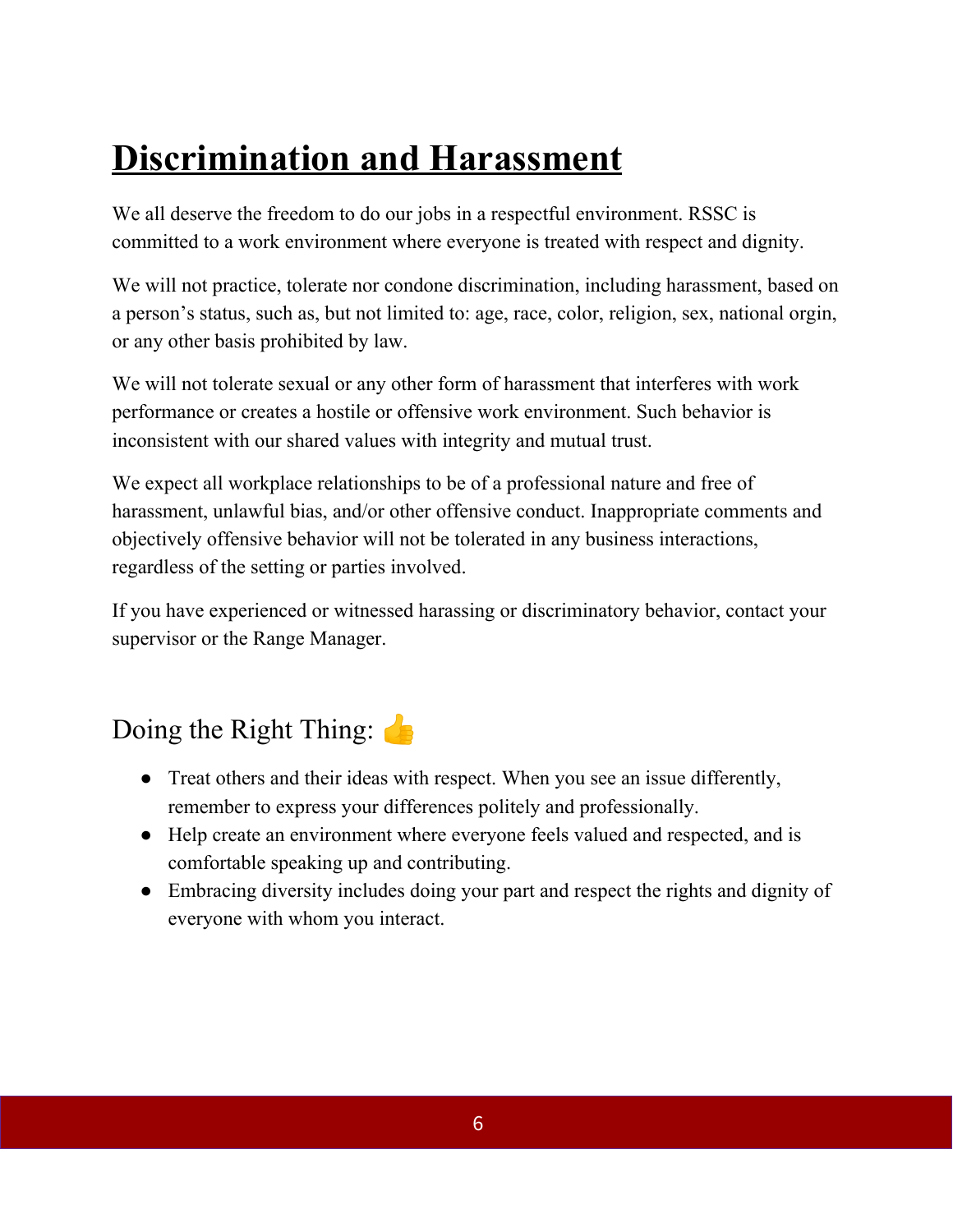# Discrimination and Harassment

We all deserve the freedom to do our jobs in a respectful environment. RSSC is committed to a work environment where everyone is treated with respect and dignity.

We will not practice, tolerate nor condone discrimination, including harassment, based on a person's status, such as, but not limited to: age, race, color, religion, sex, national orgin, or any other basis prohibited by law.

We will not tolerate sexual or any other form of harassment that interferes with work performance or creates a hostile or offensive work environment. Such behavior is inconsistent with our shared values with integrity and mutual trust.

We expect all workplace relationships to be of a professional nature and free of harassment, unlawful bias, and/or other offensive conduct. Inappropriate comments and objectively offensive behavior will not be tolerated in any business interactions, regardless of the setting or parties involved.

If you have experienced or witnessed harassing or discriminatory behavior, contact your supervisor or the Range Manager.

## Doing the Right Thing: 👍

- Treat others and their ideas with respect. When you see an issue differently, remember to express your differences politely and professionally.
- Help create an environment where everyone feels valued and respected, and is comfortable speaking up and contributing.
- Embracing diversity includes doing your part and respect the rights and dignity of everyone with whom you interact.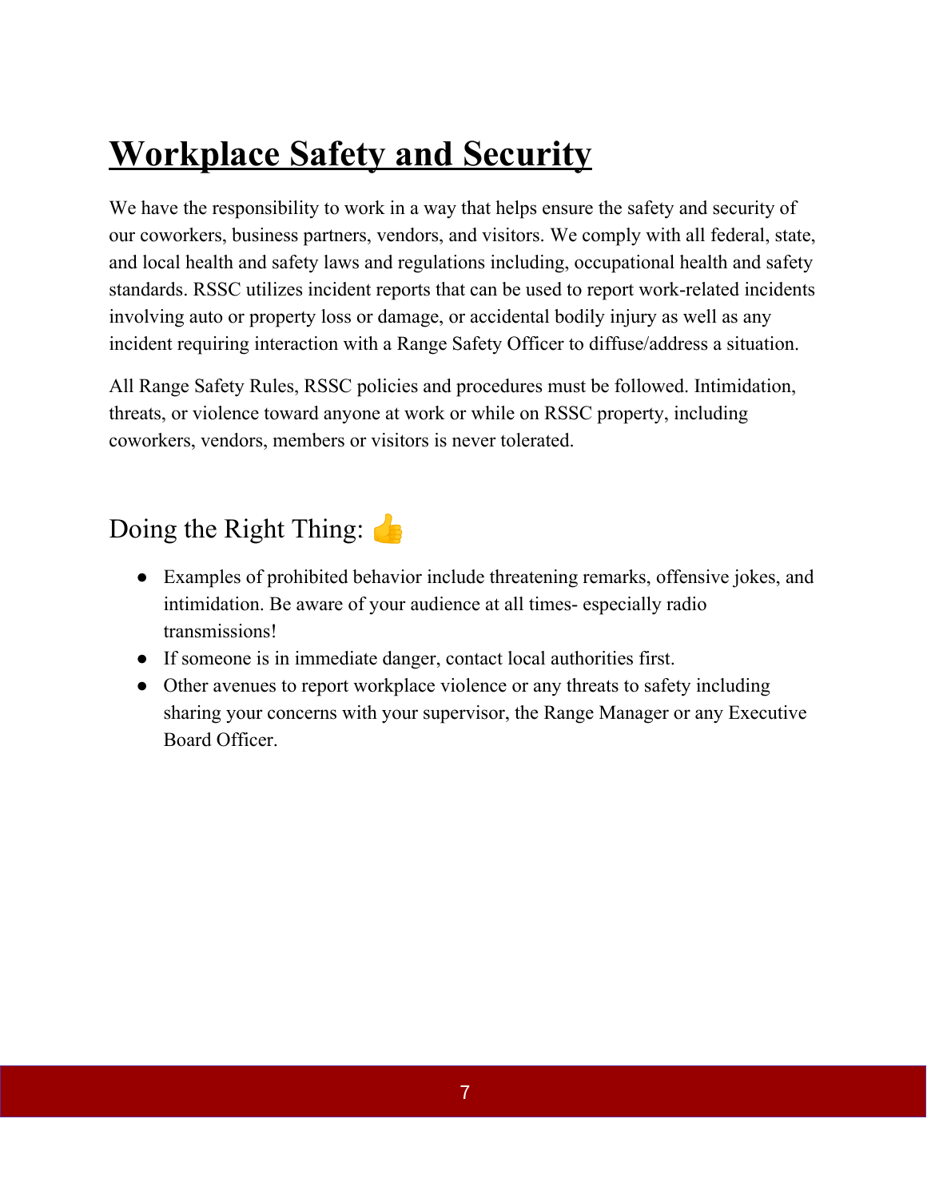# Workplace Safety and Security

We have the responsibility to work in a way that helps ensure the safety and security of our coworkers, business partners, vendors, and visitors. We comply with all federal, state, and local health and safety laws and regulations including, occupational health and safety standards. RSSC utilizes incident reports that can be used to report work-related incidents involving auto or property loss or damage, or accidental bodily injury as well as any incident requiring interaction with a Range Safety Officer to diffuse/address a situation.

All Range Safety Rules, RSSC policies and procedures must be followed. Intimidation, threats, or violence toward anyone at work or while on RSSC property, including coworkers, vendors, members or visitors is never tolerated.

## Doing the Right Thing: 👍

- Examples of prohibited behavior include threatening remarks, offensive jokes, and intimidation. Be aware of your audience at all times- especially radio transmissions!
- If someone is in immediate danger, contact local authorities first.
- Other avenues to report workplace violence or any threats to safety including sharing your concerns with your supervisor, the Range Manager or any Executive Board Officer.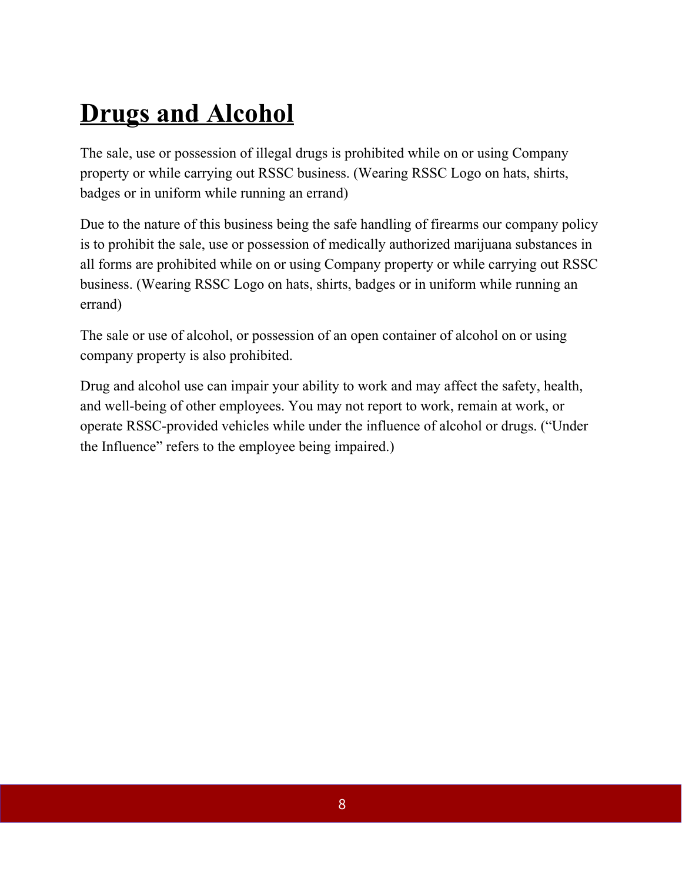# Drugs and Alcohol

The sale, use or possession of illegal drugs is prohibited while on or using Company property or while carrying out RSSC business. (Wearing RSSC Logo on hats, shirts, badges or in uniform while running an errand)

Due to the nature of this business being the safe handling of firearms our company policy is to prohibit the sale, use or possession of medically authorized marijuana substances in all forms are prohibited while on or using Company property or while carrying out RSSC business. (Wearing RSSC Logo on hats, shirts, badges or in uniform while running an errand)

The sale or use of alcohol, or possession of an open container of alcohol on or using company property is also prohibited.

Drug and alcohol use can impair your ability to work and may affect the safety, health, and well-being of other employees. You may not report to work, remain at work, or operate RSSC-provided vehicles while under the influence of alcohol or drugs. ("Under the Influence" refers to the employee being impaired.)